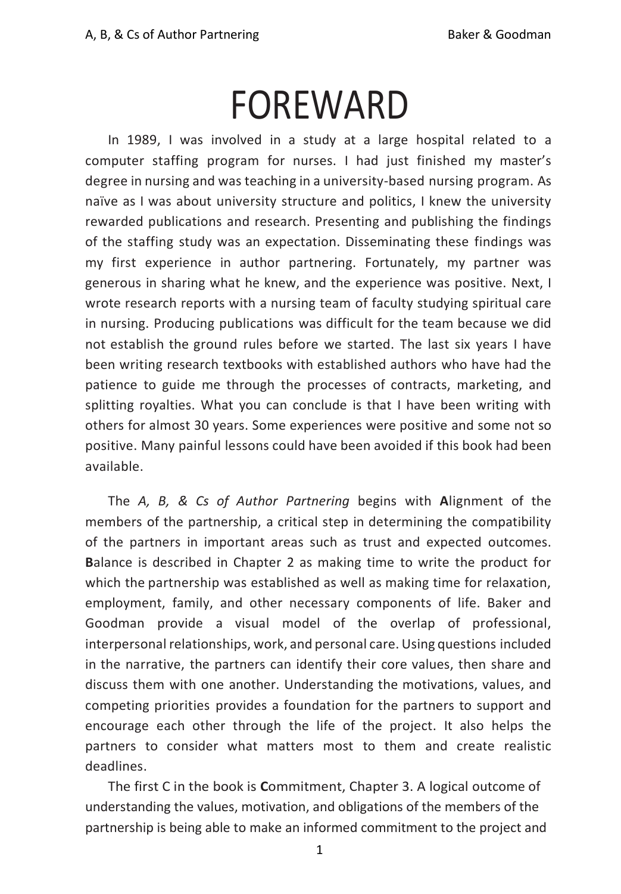# FOREWARD

In 1989, I was involved in a study at a large hospital related to a computer staffing program for nurses. I had just finished my master's degree in nursing and was teaching in a university-based nursing program. As naïve as I was about university structure and politics, I knew the university rewarded publications and research. Presenting and publishing the findings of the staffing study was an expectation. Disseminating these findings was my first experience in author partnering. Fortunately, my partner was generous in sharing what he knew, and the experience was positive. Next, I wrote research reports with a nursing team of faculty studying spiritual care in nursing. Producing publications was difficult for the team because we did not establish the ground rules before we started. The last six years I have been writing research textbooks with established authors who have had the patience to guide me through the processes of contracts, marketing, and splitting royalties. What you can conclude is that I have been writing with others for almost 30 years. Some experiences were positive and some not so positive. Many painful lessons could have been avoided if this book had been available.

The *A, B, & Cs of Author Partnering* begins with **A**lignment of the members of the partnership, a critical step in determining the compatibility of the partners in important areas such as trust and expected outcomes. **B**alance is described in Chapter 2 as making time to write the product for which the partnership was established as well as making time for relaxation, employment, family, and other necessary components of life. Baker and Goodman provide a visual model of the overlap of professional, interpersonal relationships, work, and personal care. Using questions included in the narrative, the partners can identify their core values, then share and discuss them with one another. Understanding the motivations, values, and competing priorities provides a foundation for the partners to support and encourage each other through the life of the project. It also helps the partners to consider what matters most to them and create realistic deadlines.

The first C in the book is **C**ommitment, Chapter 3. A logical outcome of understanding the values, motivation, and obligations of the members of the partnership is being able to make an informed commitment to the project and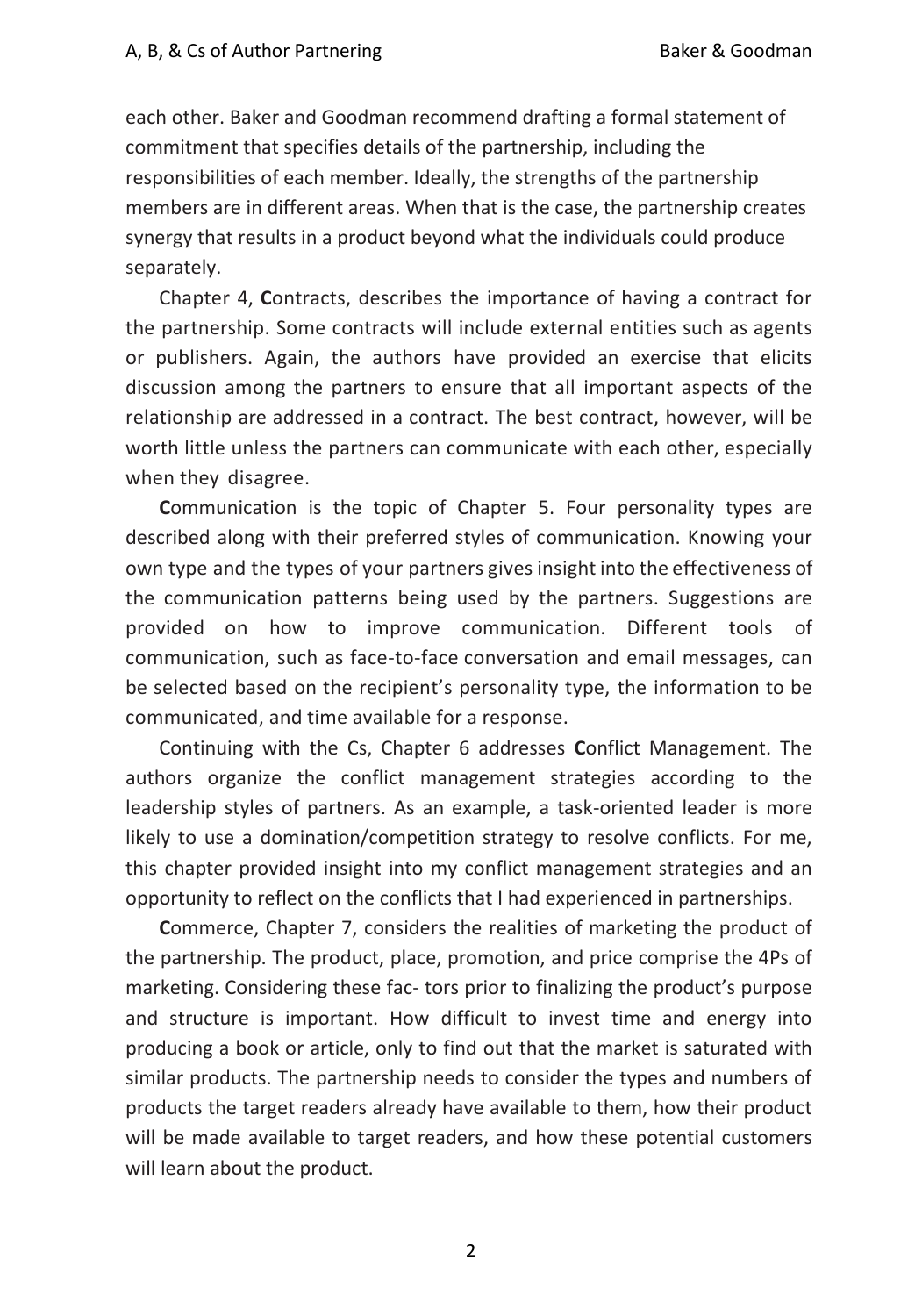each other. Baker and Goodman recommend drafting a formal statement of commitment that specifies details of the partnership, including the responsibilities of each member. Ideally, the strengths of the partnership members are in different areas. When that is the case, the partnership creates synergy that results in a product beyond what the individuals could produce separately.

Chapter 4, **C**ontracts, describes the importance of having a contract for the partnership. Some contracts will include external entities such as agents or publishers. Again, the authors have provided an exercise that elicits discussion among the partners to ensure that all important aspects of the relationship are addressed in a contract. The best contract, however, will be worth little unless the partners can communicate with each other, especially when they disagree.

**C**ommunication is the topic of Chapter 5. Four personality types are described along with their preferred styles of communication. Knowing your own type and the types of your partners gives insight into the effectiveness of the communication patterns being used by the partners. Suggestions are provided on how to improve communication. Different tools of communication, such as face-to-face conversation and email messages, can be selected based on the recipient's personality type, the information to be communicated, and time available for a response.

Continuing with the Cs, Chapter 6 addresses **C**onflict Management. The authors organize the conflict management strategies according to the leadership styles of partners. As an example, a task-oriented leader is more likely to use a domination/competition strategy to resolve conflicts. For me, this chapter provided insight into my conflict management strategies and an opportunity to reflect on the conflicts that I had experienced in partnerships.

**C**ommerce, Chapter 7, considers the realities of marketing the product of the partnership. The product, place, promotion, and price comprise the 4Ps of marketing. Considering these fac- tors prior to finalizing the product's purpose and structure is important. How difficult to invest time and energy into producing a book or article, only to find out that the market is saturated with similar products. The partnership needs to consider the types and numbers of products the target readers already have available to them, how their product will be made available to target readers, and how these potential customers will learn about the product.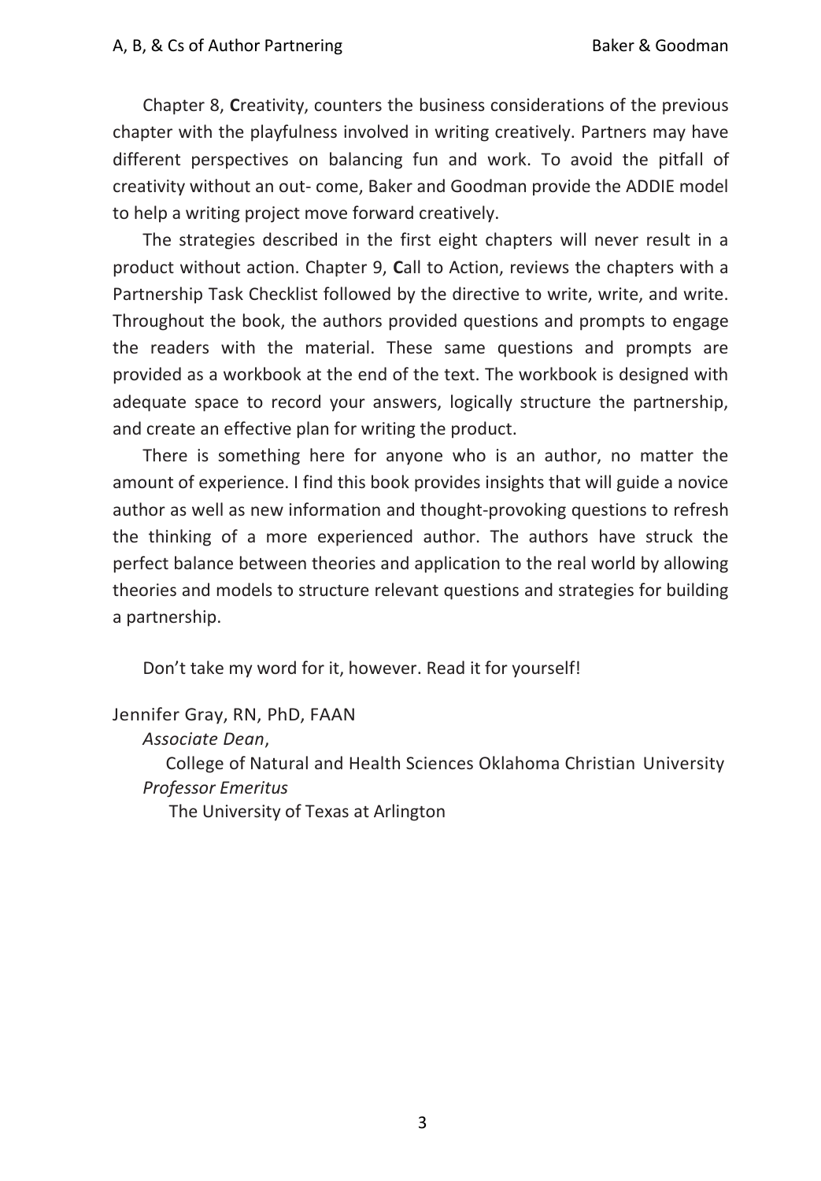Chapter 8, **C**reativity, counters the business considerations of the previous chapter with the playfulness involved in writing creatively. Partners may have different perspectives on balancing fun and work. To avoid the pitfall of creativity without an out- come, Baker and Goodman provide the ADDIE model to help a writing project move forward creatively.

The strategies described in the first eight chapters will never result in a product without action. Chapter 9, **C**all to Action, reviews the chapters with a Partnership Task Checklist followed by the directive to write, write, and write. Throughout the book, the authors provided questions and prompts to engage the readers with the material. These same questions and prompts are provided as a workbook at the end of the text. The workbook is designed with adequate space to record your answers, logically structure the partnership, and create an effective plan for writing the product.

There is something here for anyone who is an author, no matter the amount of experience. I find this book provides insights that will guide a novice author as well as new information and thought-provoking questions to refresh the thinking of a more experienced author. The authors have struck the perfect balance between theories and application to the real world by allowing theories and models to structure relevant questions and strategies for building a partnership.

Don't take my word for it, however. Read it for yourself!

Jennifer Gray, RN, PhD, FAAN
*Associate Dean*,
College of Natural and Health Sciences Oklahoma Christian University
*Professor Emeritus*
The University of Texas at Arlington